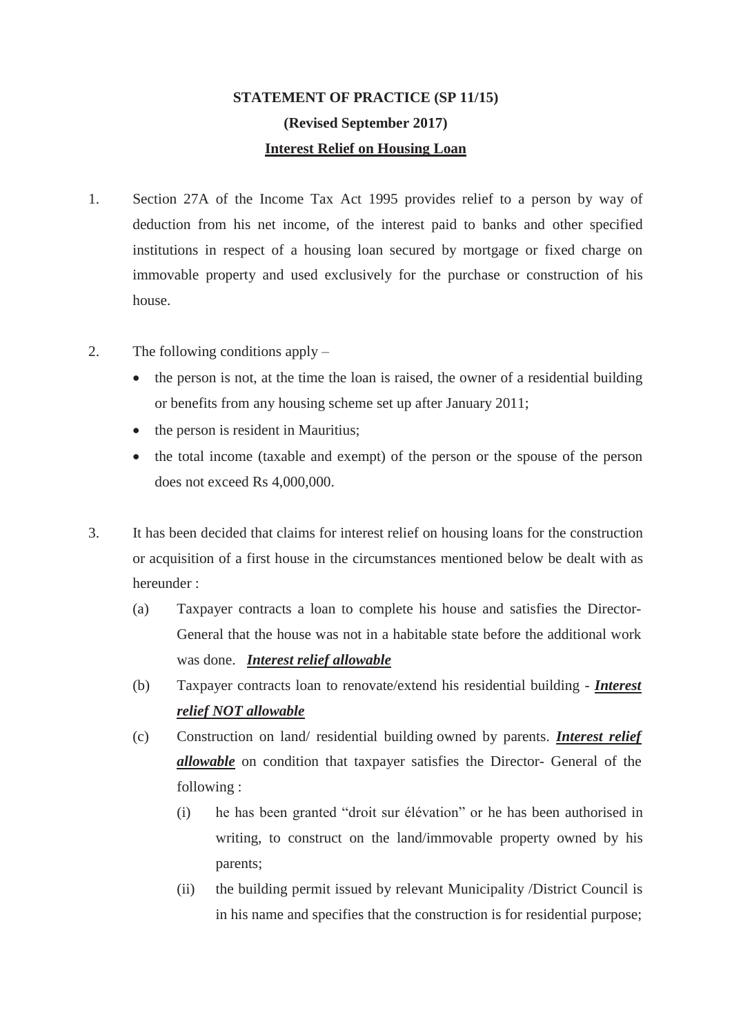**STATEMENT OF PRACTICE (SP 11/15)**

**(Revised September 2017)**

**Interest Relief on Housing Loan**

1. Section 27A of the Income Tax Act 1995 provides relief to a person by way of deduction from his net income, of the interest paid to banks and other specified institutions in respect of a housing loan secured by mortgage or fixed charge on immovable property and used exclusively for the purchase or construction of his house.

2. The following conditions apply –
   - the person is not, at the time the loan is raised, the owner of a residential building or benefits from any housing scheme set up after January 2011;
   - the person is resident in Mauritius;
   - the total income (taxable and exempt) of the person or the spouse of the person does not exceed Rs 4,000,000.

3. It has been decided that claims for interest relief on housing loans for the construction or acquisition of a first house in the circumstances mentioned below be dealt with as hereunder :

   (a) Taxpayer contracts a loan to complete his house and satisfies the Director-General that the house was not in a habitable state before the additional work was done. ***Interest relief allowable***

   (b) Taxpayer contracts loan to renovate/extend his residential building - ***Interest relief NOT allowable***

   (c) Construction on land/ residential building owned by parents. ***Interest relief allowable*** on condition that taxpayer satisfies the Director- General of the following :

      (i) he has been granted "droit sur élévation" or he has been authorised in writing, to construct on the land/immovable property owned by his parents;

      (ii) the building permit issued by relevant Municipality /District Council is in his name and specifies that the construction is for residential purpose;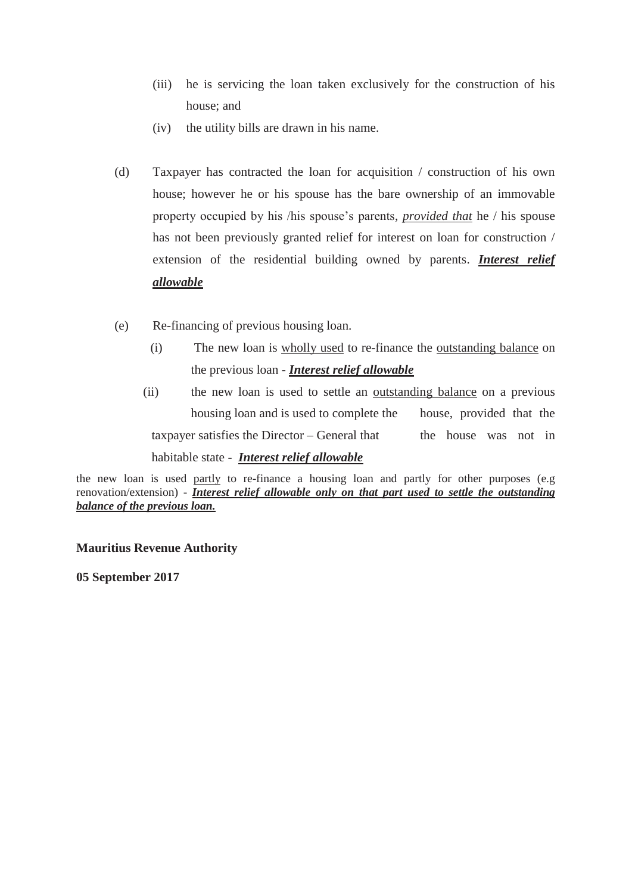(iii) he is servicing the loan taken exclusively for the construction of his house; and

(iv) the utility bills are drawn in his name.

(d) Taxpayer has contracted the loan for acquisition / construction of his own house; however he or his spouse has the bare ownership of an immovable property occupied by his /his spouse's parents, *<u>provided that</u>* he / his spouse has not been previously granted relief for interest on loan for construction / extension of the residential building owned by parents. ***<u>Interest relief allowable</u>***

(e) Re-financing of previous housing loan.

(i) The new loan is <u>wholly used</u> to re-finance the <u>outstanding balance</u> on the previous loan - ***<u>Interest relief allowable</u>***

(ii) the new loan is used to settle an <u>outstanding balance</u> on a previous housing loan and is used to complete the house, provided that the taxpayer satisfies the Director – General that the house was not in habitable state - ***<u>Interest relief allowable</u>***

the new loan is used <u>partly</u> to re-finance a housing loan and partly for other purposes (e.g renovation/extension) - ***<u>Interest relief allowable only on that part used to settle the outstanding balance of the previous loan.</u>***

**Mauritius Revenue Authority**

**05 September 2017**